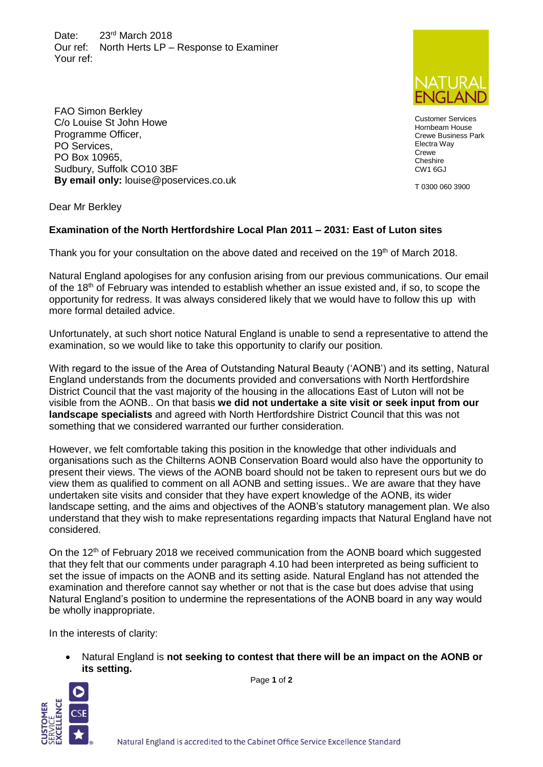Date: 23rd March 2018
Our ref: North Herts LP – Response to Examiner
Your ref:

NATURAL ENGLAND

Customer Services
Hornbeam House
Crewe Business Park
Electra Way
Crewe
Cheshire
CW1 6GJ

T 0300 060 3900

FAO Simon Berkley
C/o Louise St John Howe
Programme Officer,
PO Services,
PO Box 10965,
Sudbury, Suffolk CO10 3BF
**By email only:** louise@poservices.co.uk

Dear Mr Berkley

**Examination of the North Hertfordshire Local Plan 2011 – 2031: East of Luton sites**

Thank you for your consultation on the above dated and received on the 19th of March 2018.

Natural England apologises for any confusion arising from our previous communications. Our email of the 18th of February was intended to establish whether an issue existed and, if so, to scope the opportunity for redress. It was always considered likely that we would have to follow this up with more formal detailed advice.

Unfortunately, at such short notice Natural England is unable to send a representative to attend the examination, so we would like to take this opportunity to clarify our position.

With regard to the issue of the Area of Outstanding Natural Beauty ('AONB') and its setting, Natural England understands from the documents provided and conversations with North Hertfordshire District Council that the vast majority of the housing in the allocations East of Luton will not be visible from the AONB.. On that basis **we did not undertake a site visit or seek input from our landscape specialists** and agreed with North Hertfordshire District Council that this was not something that we considered warranted our further consideration.

However, we felt comfortable taking this position in the knowledge that other individuals and organisations such as the Chilterns AONB Conservation Board would also have the opportunity to present their views. The views of the AONB board should not be taken to represent ours but we do view them as qualified to comment on all AONB and setting issues.. We are aware that they have undertaken site visits and consider that they have expert knowledge of the AONB, its wider landscape setting, and the aims and objectives of the AONB's statutory management plan. We also understand that they wish to make representations regarding impacts that Natural England have not considered.

On the 12th of February 2018 we received communication from the AONB board which suggested that they felt that our comments under paragraph 4.10 had been interpreted as being sufficient to set the issue of impacts on the AONB and its setting aside. Natural England has not attended the examination and therefore cannot say whether or not that is the case but does advise that using Natural England's position to undermine the representations of the AONB board in any way would be wholly inappropriate.

In the interests of clarity:

- Natural England is **not seeking to contest that there will be an impact on the AONB or its setting.**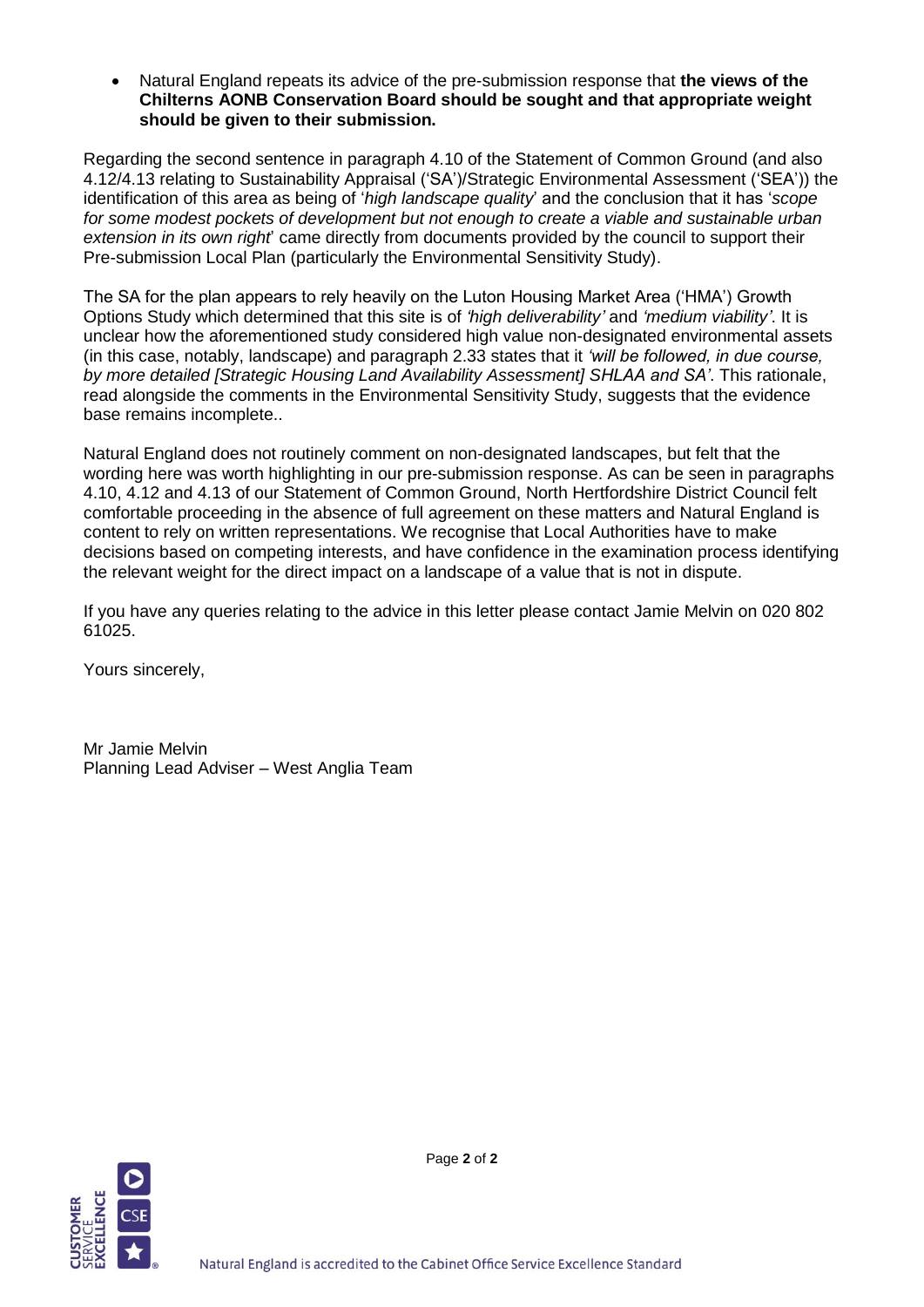- Natural England repeats its advice of the pre-submission response that **the views of the Chilterns AONB Conservation Board should be sought and that appropriate weight should be given to their submission.**

Regarding the second sentence in paragraph 4.10 of the Statement of Common Ground (and also 4.12/4.13 relating to Sustainability Appraisal ('SA')/Strategic Environmental Assessment ('SEA')) the identification of this area as being of '*high landscape quality*' and the conclusion that it has '*scope for some modest pockets of development but not enough to create a viable and sustainable urban extension in its own right*' came directly from documents provided by the council to support their Pre-submission Local Plan (particularly the Environmental Sensitivity Study).

The SA for the plan appears to rely heavily on the Luton Housing Market Area ('HMA') Growth Options Study which determined that this site is of *'high deliverability'* and *'medium viability'*. It is unclear how the aforementioned study considered high value non-designated environmental assets (in this case, notably, landscape) and paragraph 2.33 states that it *'will be followed, in due course, by more detailed [Strategic Housing Land Availability Assessment] SHLAA and SA'*. This rationale, read alongside the comments in the Environmental Sensitivity Study, suggests that the evidence base remains incomplete..

Natural England does not routinely comment on non-designated landscapes, but felt that the wording here was worth highlighting in our pre-submission response. As can be seen in paragraphs 4.10, 4.12 and 4.13 of our Statement of Common Ground, North Hertfordshire District Council felt comfortable proceeding in the absence of full agreement on these matters and Natural England is content to rely on written representations. We recognise that Local Authorities have to make decisions based on competing interests, and have confidence in the examination process identifying the relevant weight for the direct impact on a landscape of a value that is not in dispute.

If you have any queries relating to the advice in this letter please contact Jamie Melvin on 020 802 61025.

Yours sincerely,

Mr Jamie Melvin
Planning Lead Adviser – West Anglia Team

Natural England is accredited to the Cabinet Office Service Excellence Standard